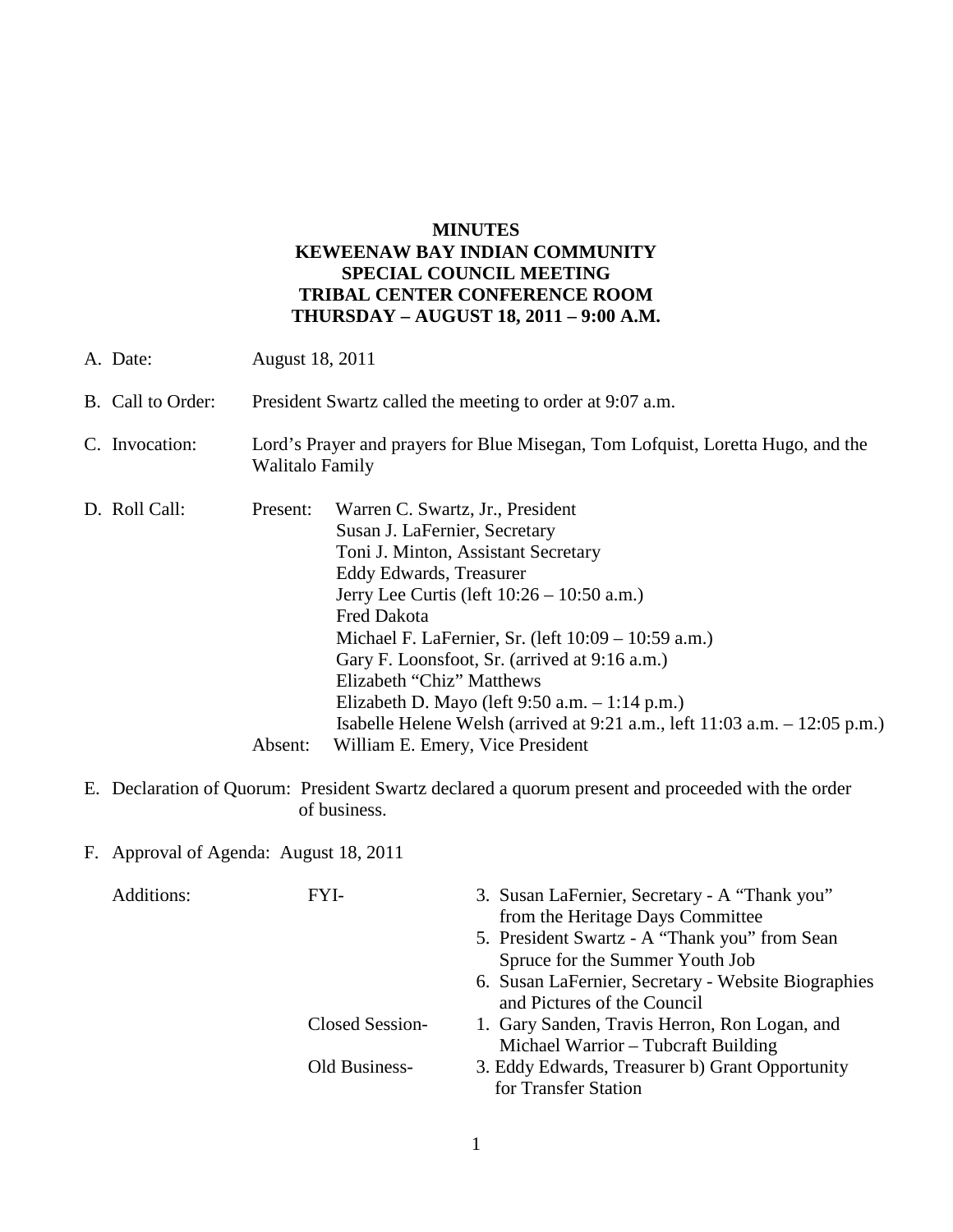**MINUTES**
**KEWEENAW BAY INDIAN COMMUNITY**
**SPECIAL COUNCIL MEETING**
**TRIBAL CENTER CONFERENCE ROOM**
**THURSDAY – AUGUST 18, 2011 – 9:00 A.M.**

A. Date: August 18, 2011

B. Call to Order: President Swartz called the meeting to order at 9:07 a.m.

C. Invocation: Lord's Prayer and prayers for Blue Misegan, Tom Lofquist, Loretta Hugo, and the Walitalo Family

D. Roll Call:

Present:
- Warren C. Swartz, Jr., President
- Susan J. LaFernier, Secretary
- Toni J. Minton, Assistant Secretary
- Eddy Edwards, Treasurer
- Jerry Lee Curtis (left 10:26 – 10:50 a.m.)
- Fred Dakota
- Michael F. LaFernier, Sr. (left 10:09 – 10:59 a.m.)
- Gary F. Loonsfoot, Sr. (arrived at 9:16 a.m.)
- Elizabeth "Chiz" Matthews
- Elizabeth D. Mayo (left 9:50 a.m. – 1:14 p.m.)
- Isabelle Helene Welsh (arrived at 9:21 a.m., left 11:03 a.m. – 12:05 p.m.)

Absent: William E. Emery, Vice President

E. Declaration of Quorum: President Swartz declared a quorum present and proceeded with the order of business.

F. Approval of Agenda: August 18, 2011

Additions:

FYI-
3. Susan LaFernier, Secretary - A "Thank you" from the Heritage Days Committee
5. President Swartz - A "Thank you" from Sean Spruce for the Summer Youth Job
6. Susan LaFernier, Secretary - Website Biographies and Pictures of the Council

Closed Session-
1. Gary Sanden, Travis Herron, Ron Logan, and Michael Warrior – Tubcraft Building

Old Business-
3. Eddy Edwards, Treasurer b) Grant Opportunity for Transfer Station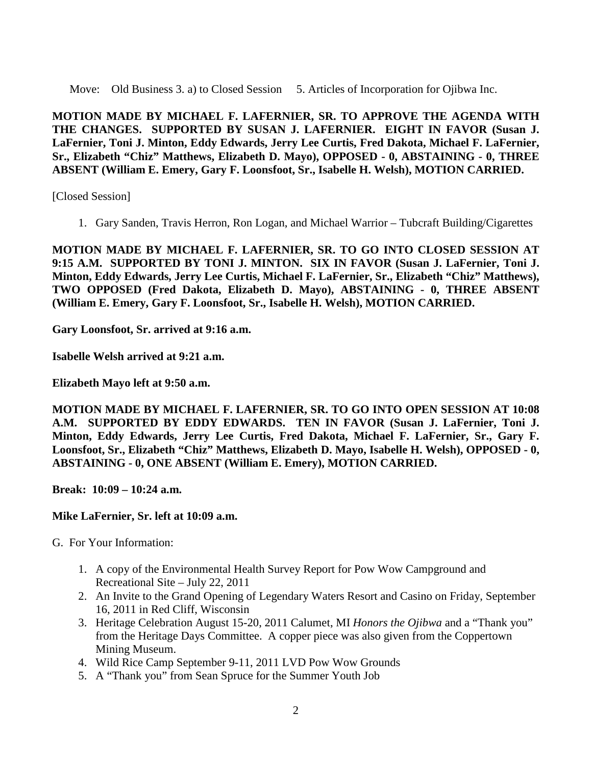Move: Old Business 3. a) to Closed Session 5. Articles of Incorporation for Ojibwa Inc.

**MOTION MADE BY MICHAEL F. LAFERNIER, SR. TO APPROVE THE AGENDA WITH THE CHANGES. SUPPORTED BY SUSAN J. LAFERNIER. EIGHT IN FAVOR (Susan J. LaFernier, Toni J. Minton, Eddy Edwards, Jerry Lee Curtis, Fred Dakota, Michael F. LaFernier, Sr., Elizabeth "Chiz" Matthews, Elizabeth D. Mayo), OPPOSED - 0, ABSTAINING - 0, THREE ABSENT (William E. Emery, Gary F. Loonsfoot, Sr., Isabelle H. Welsh), MOTION CARRIED.**

[Closed Session]

1. Gary Sanden, Travis Herron, Ron Logan, and Michael Warrior – Tubcraft Building/Cigarettes

**MOTION MADE BY MICHAEL F. LAFERNIER, SR. TO GO INTO CLOSED SESSION AT 9:15 A.M. SUPPORTED BY TONI J. MINTON. SIX IN FAVOR (Susan J. LaFernier, Toni J. Minton, Eddy Edwards, Jerry Lee Curtis, Michael F. LaFernier, Sr., Elizabeth "Chiz" Matthews), TWO OPPOSED (Fred Dakota, Elizabeth D. Mayo), ABSTAINING - 0, THREE ABSENT (William E. Emery, Gary F. Loonsfoot, Sr., Isabelle H. Welsh), MOTION CARRIED.**

**Gary Loonsfoot, Sr. arrived at 9:16 a.m.**

**Isabelle Welsh arrived at 9:21 a.m.**

**Elizabeth Mayo left at 9:50 a.m.**

**MOTION MADE BY MICHAEL F. LAFERNIER, SR. TO GO INTO OPEN SESSION AT 10:08 A.M. SUPPORTED BY EDDY EDWARDS. TEN IN FAVOR (Susan J. LaFernier, Toni J. Minton, Eddy Edwards, Jerry Lee Curtis, Fred Dakota, Michael F. LaFernier, Sr., Gary F. Loonsfoot, Sr., Elizabeth "Chiz" Matthews, Elizabeth D. Mayo, Isabelle H. Welsh), OPPOSED - 0, ABSTAINING - 0, ONE ABSENT (William E. Emery), MOTION CARRIED.**

**Break: 10:09 – 10:24 a.m.**

**Mike LaFernier, Sr. left at 10:09 a.m.**

G. For Your Information:

1. A copy of the Environmental Health Survey Report for Pow Wow Campground and Recreational Site – July 22, 2011
2. An Invite to the Grand Opening of Legendary Waters Resort and Casino on Friday, September 16, 2011 in Red Cliff, Wisconsin
3. Heritage Celebration August 15-20, 2011 Calumet, MI *Honors the Ojibwa* and a "Thank you" from the Heritage Days Committee. A copper piece was also given from the Coppertown Mining Museum.
4. Wild Rice Camp September 9-11, 2011 LVD Pow Wow Grounds
5. A "Thank you" from Sean Spruce for the Summer Youth Job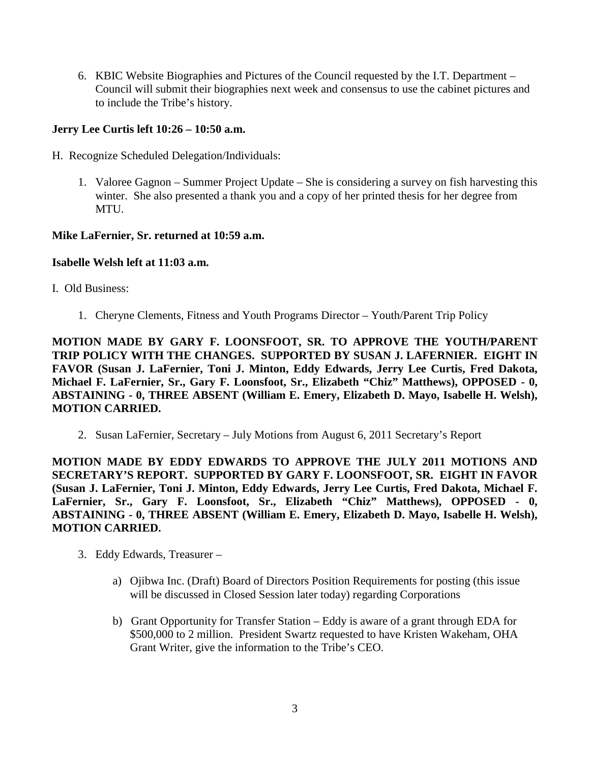6. KBIC Website Biographies and Pictures of the Council requested by the I.T. Department – Council will submit their biographies next week and consensus to use the cabinet pictures and to include the Tribe's history.

**Jerry Lee Curtis left 10:26 – 10:50 a.m.**

H. Recognize Scheduled Delegation/Individuals:

1. Valoree Gagnon – Summer Project Update – She is considering a survey on fish harvesting this winter. She also presented a thank you and a copy of her printed thesis for her degree from MTU.

**Mike LaFernier, Sr. returned at 10:59 a.m.**

**Isabelle Welsh left at 11:03 a.m.**

I. Old Business:

1. Cheryne Clements, Fitness and Youth Programs Director – Youth/Parent Trip Policy

**MOTION MADE BY GARY F. LOONSFOOT, SR. TO APPROVE THE YOUTH/PARENT TRIP POLICY WITH THE CHANGES. SUPPORTED BY SUSAN J. LAFERNIER. EIGHT IN FAVOR (Susan J. LaFernier, Toni J. Minton, Eddy Edwards, Jerry Lee Curtis, Fred Dakota, Michael F. LaFernier, Sr., Gary F. Loonsfoot, Sr., Elizabeth "Chiz" Matthews), OPPOSED - 0, ABSTAINING - 0, THREE ABSENT (William E. Emery, Elizabeth D. Mayo, Isabelle H. Welsh), MOTION CARRIED.**

2. Susan LaFernier, Secretary – July Motions from August 6, 2011 Secretary's Report

**MOTION MADE BY EDDY EDWARDS TO APPROVE THE JULY 2011 MOTIONS AND SECRETARY'S REPORT. SUPPORTED BY GARY F. LOONSFOOT, SR. EIGHT IN FAVOR (Susan J. LaFernier, Toni J. Minton, Eddy Edwards, Jerry Lee Curtis, Fred Dakota, Michael F. LaFernier, Sr., Gary F. Loonsfoot, Sr., Elizabeth "Chiz" Matthews), OPPOSED - 0, ABSTAINING - 0, THREE ABSENT (William E. Emery, Elizabeth D. Mayo, Isabelle H. Welsh), MOTION CARRIED.**

3. Eddy Edwards, Treasurer –

   a) Ojibwa Inc. (Draft) Board of Directors Position Requirements for posting (this issue will be discussed in Closed Session later today) regarding Corporations

   b) Grant Opportunity for Transfer Station – Eddy is aware of a grant through EDA for $500,000 to 2 million. President Swartz requested to have Kristen Wakeham, OHA Grant Writer, give the information to the Tribe's CEO.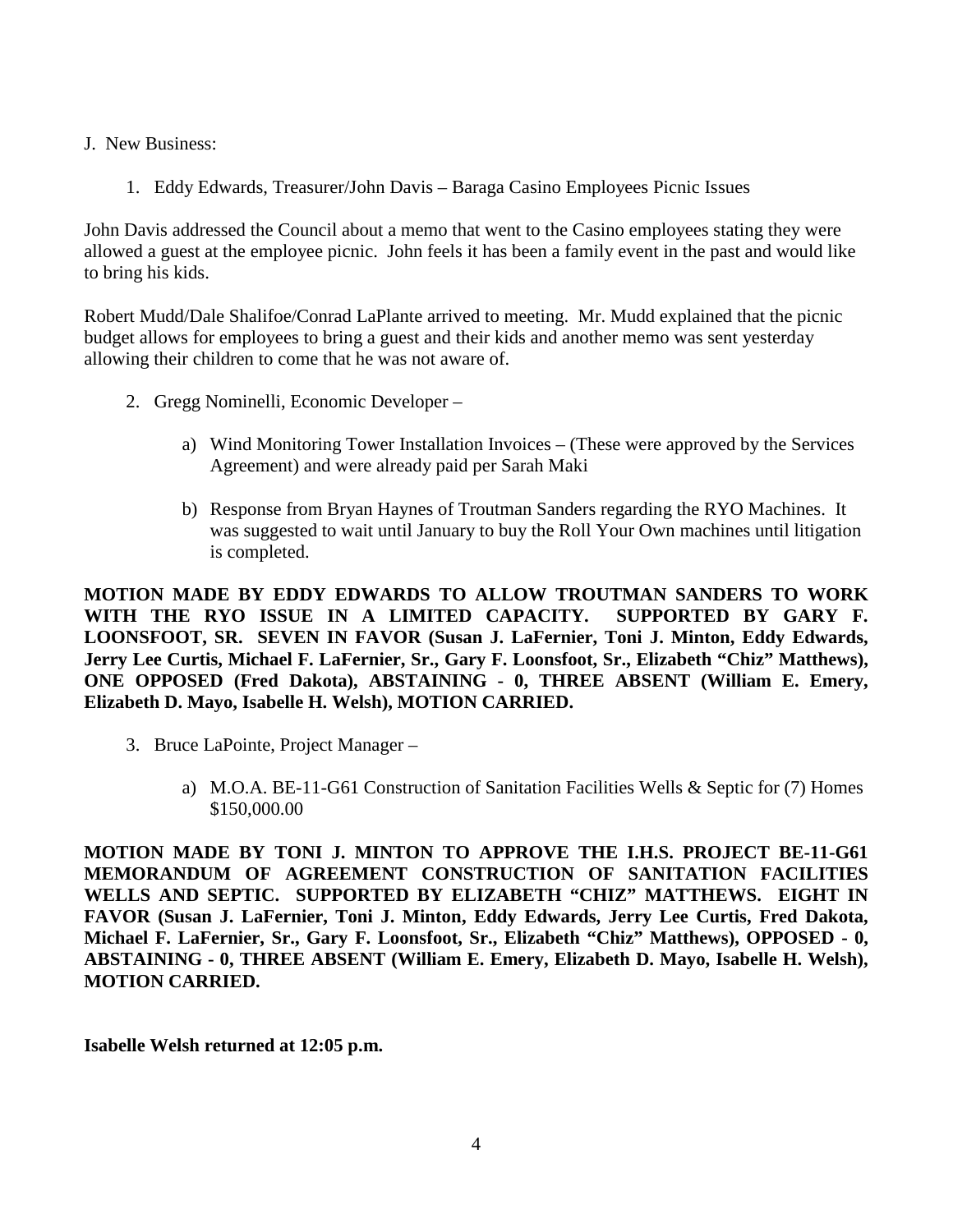J. New Business:

1. Eddy Edwards, Treasurer/John Davis – Baraga Casino Employees Picnic Issues

John Davis addressed the Council about a memo that went to the Casino employees stating they were allowed a guest at the employee picnic. John feels it has been a family event in the past and would like to bring his kids.

Robert Mudd/Dale Shalifoe/Conrad LaPlante arrived to meeting. Mr. Mudd explained that the picnic budget allows for employees to bring a guest and their kids and another memo was sent yesterday allowing their children to come that he was not aware of.

2. Gregg Nominelli, Economic Developer –

    a) Wind Monitoring Tower Installation Invoices – (These were approved by the Services Agreement) and were already paid per Sarah Maki

    b) Response from Bryan Haynes of Troutman Sanders regarding the RYO Machines. It was suggested to wait until January to buy the Roll Your Own machines until litigation is completed.

**MOTION MADE BY EDDY EDWARDS TO ALLOW TROUTMAN SANDERS TO WORK WITH THE RYO ISSUE IN A LIMITED CAPACITY. SUPPORTED BY GARY F. LOONSFOOT, SR. SEVEN IN FAVOR (Susan J. LaFernier, Toni J. Minton, Eddy Edwards, Jerry Lee Curtis, Michael F. LaFernier, Sr., Gary F. Loonsfoot, Sr., Elizabeth "Chiz" Matthews), ONE OPPOSED (Fred Dakota), ABSTAINING - 0, THREE ABSENT (William E. Emery, Elizabeth D. Mayo, Isabelle H. Welsh), MOTION CARRIED.**

3. Bruce LaPointe, Project Manager –

    a) M.O.A. BE-11-G61 Construction of Sanitation Facilities Wells & Septic for (7) Homes $150,000.00

**MOTION MADE BY TONI J. MINTON TO APPROVE THE I.H.S. PROJECT BE-11-G61 MEMORANDUM OF AGREEMENT CONSTRUCTION OF SANITATION FACILITIES WELLS AND SEPTIC. SUPPORTED BY ELIZABETH "CHIZ" MATTHEWS. EIGHT IN FAVOR (Susan J. LaFernier, Toni J. Minton, Eddy Edwards, Jerry Lee Curtis, Fred Dakota, Michael F. LaFernier, Sr., Gary F. Loonsfoot, Sr., Elizabeth "Chiz" Matthews), OPPOSED - 0, ABSTAINING - 0, THREE ABSENT (William E. Emery, Elizabeth D. Mayo, Isabelle H. Welsh), MOTION CARRIED.**

**Isabelle Welsh returned at 12:05 p.m.**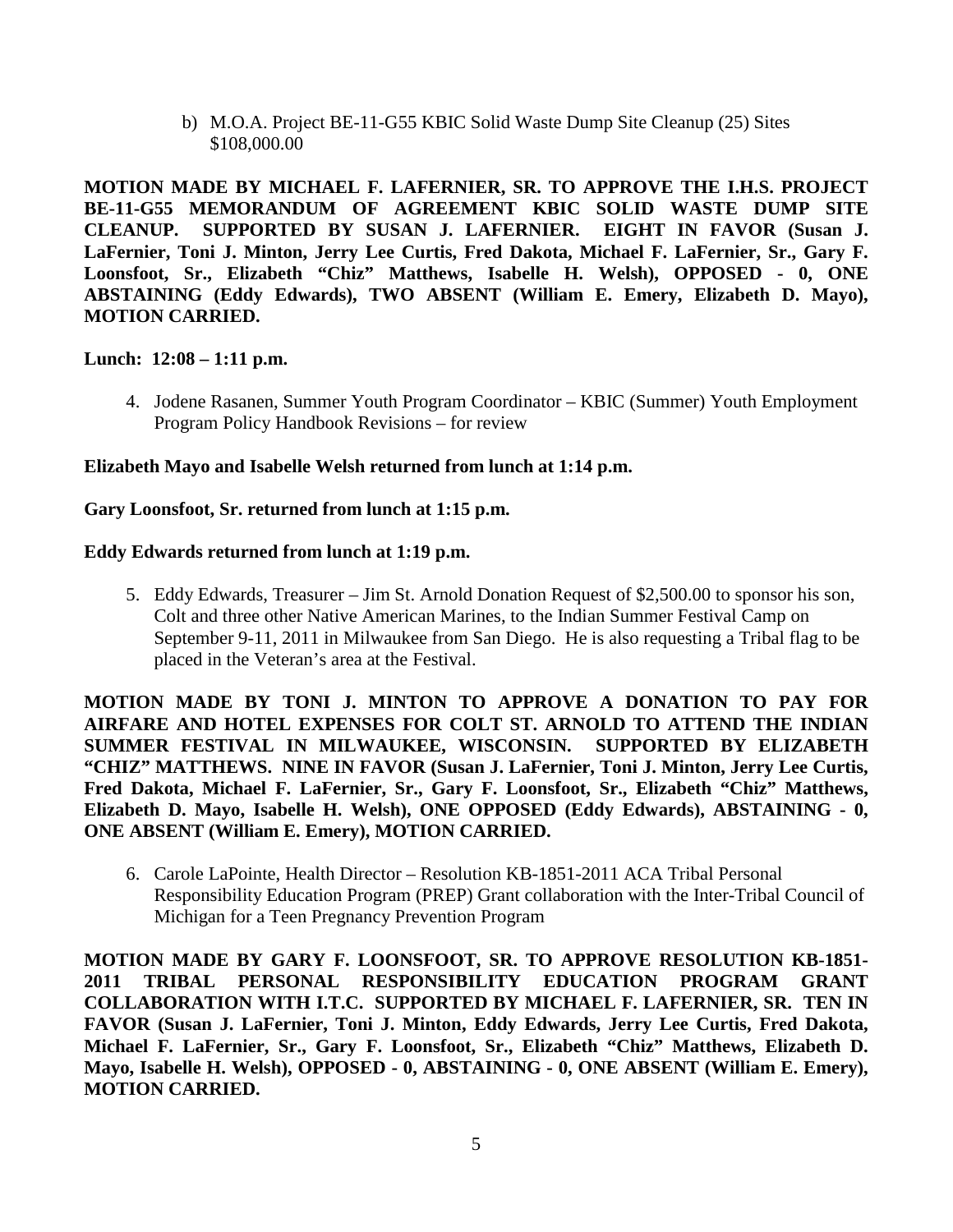b) M.O.A. Project BE-11-G55 KBIC Solid Waste Dump Site Cleanup (25) Sites $108,000.00

**MOTION MADE BY MICHAEL F. LAFERNIER, SR. TO APPROVE THE I.H.S. PROJECT BE-11-G55 MEMORANDUM OF AGREEMENT KBIC SOLID WASTE DUMP SITE CLEANUP. SUPPORTED BY SUSAN J. LAFERNIER. EIGHT IN FAVOR (Susan J. LaFernier, Toni J. Minton, Jerry Lee Curtis, Fred Dakota, Michael F. LaFernier, Sr., Gary F. Loonsfoot, Sr., Elizabeth "Chiz" Matthews, Isabelle H. Welsh), OPPOSED - 0, ONE ABSTAINING (Eddy Edwards), TWO ABSENT (William E. Emery, Elizabeth D. Mayo), MOTION CARRIED.**

**Lunch: 12:08 – 1:11 p.m.**

4. Jodene Rasanen, Summer Youth Program Coordinator – KBIC (Summer) Youth Employment Program Policy Handbook Revisions – for review

**Elizabeth Mayo and Isabelle Welsh returned from lunch at 1:14 p.m.**

**Gary Loonsfoot, Sr. returned from lunch at 1:15 p.m.**

**Eddy Edwards returned from lunch at 1:19 p.m.**

5. Eddy Edwards, Treasurer – Jim St. Arnold Donation Request of $2,500.00 to sponsor his son, Colt and three other Native American Marines, to the Indian Summer Festival Camp on September 9-11, 2011 in Milwaukee from San Diego. He is also requesting a Tribal flag to be placed in the Veteran's area at the Festival.

**MOTION MADE BY TONI J. MINTON TO APPROVE A DONATION TO PAY FOR AIRFARE AND HOTEL EXPENSES FOR COLT ST. ARNOLD TO ATTEND THE INDIAN SUMMER FESTIVAL IN MILWAUKEE, WISCONSIN. SUPPORTED BY ELIZABETH "CHIZ" MATTHEWS. NINE IN FAVOR (Susan J. LaFernier, Toni J. Minton, Jerry Lee Curtis, Fred Dakota, Michael F. LaFernier, Sr., Gary F. Loonsfoot, Sr., Elizabeth "Chiz" Matthews, Elizabeth D. Mayo, Isabelle H. Welsh), ONE OPPOSED (Eddy Edwards), ABSTAINING - 0, ONE ABSENT (William E. Emery), MOTION CARRIED.**

6. Carole LaPointe, Health Director – Resolution KB-1851-2011 ACA Tribal Personal Responsibility Education Program (PREP) Grant collaboration with the Inter-Tribal Council of Michigan for a Teen Pregnancy Prevention Program

**MOTION MADE BY GARY F. LOONSFOOT, SR. TO APPROVE RESOLUTION KB-1851-2011 TRIBAL PERSONAL RESPONSIBILITY EDUCATION PROGRAM GRANT COLLABORATION WITH I.T.C. SUPPORTED BY MICHAEL F. LAFERNIER, SR. TEN IN FAVOR (Susan J. LaFernier, Toni J. Minton, Eddy Edwards, Jerry Lee Curtis, Fred Dakota, Michael F. LaFernier, Sr., Gary F. Loonsfoot, Sr., Elizabeth "Chiz" Matthews, Elizabeth D. Mayo, Isabelle H. Welsh), OPPOSED - 0, ABSTAINING - 0, ONE ABSENT (William E. Emery), MOTION CARRIED.**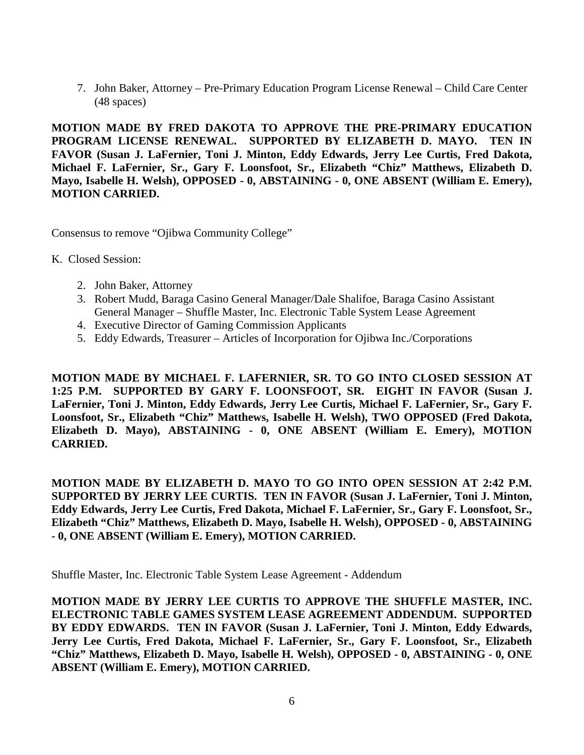7. John Baker, Attorney – Pre-Primary Education Program License Renewal – Child Care Center (48 spaces)

**MOTION MADE BY FRED DAKOTA TO APPROVE THE PRE-PRIMARY EDUCATION PROGRAM LICENSE RENEWAL. SUPPORTED BY ELIZABETH D. MAYO. TEN IN FAVOR (Susan J. LaFernier, Toni J. Minton, Eddy Edwards, Jerry Lee Curtis, Fred Dakota, Michael F. LaFernier, Sr., Gary F. Loonsfoot, Sr., Elizabeth "Chiz" Matthews, Elizabeth D. Mayo, Isabelle H. Welsh), OPPOSED - 0, ABSTAINING - 0, ONE ABSENT (William E. Emery), MOTION CARRIED.**

Consensus to remove "Ojibwa Community College"

K. Closed Session:

2. John Baker, Attorney
3. Robert Mudd, Baraga Casino General Manager/Dale Shalifoe, Baraga Casino Assistant General Manager – Shuffle Master, Inc. Electronic Table System Lease Agreement
4. Executive Director of Gaming Commission Applicants
5. Eddy Edwards, Treasurer – Articles of Incorporation for Ojibwa Inc./Corporations

**MOTION MADE BY MICHAEL F. LAFERNIER, SR. TO GO INTO CLOSED SESSION AT 1:25 P.M. SUPPORTED BY GARY F. LOONSFOOT, SR. EIGHT IN FAVOR (Susan J. LaFernier, Toni J. Minton, Eddy Edwards, Jerry Lee Curtis, Michael F. LaFernier, Sr., Gary F. Loonsfoot, Sr., Elizabeth "Chiz" Matthews, Isabelle H. Welsh), TWO OPPOSED (Fred Dakota, Elizabeth D. Mayo), ABSTAINING - 0, ONE ABSENT (William E. Emery), MOTION CARRIED.**

**MOTION MADE BY ELIZABETH D. MAYO TO GO INTO OPEN SESSION AT 2:42 P.M. SUPPORTED BY JERRY LEE CURTIS. TEN IN FAVOR (Susan J. LaFernier, Toni J. Minton, Eddy Edwards, Jerry Lee Curtis, Fred Dakota, Michael F. LaFernier, Sr., Gary F. Loonsfoot, Sr., Elizabeth "Chiz" Matthews, Elizabeth D. Mayo, Isabelle H. Welsh), OPPOSED - 0, ABSTAINING - 0, ONE ABSENT (William E. Emery), MOTION CARRIED.**

Shuffle Master, Inc. Electronic Table System Lease Agreement - Addendum

**MOTION MADE BY JERRY LEE CURTIS TO APPROVE THE SHUFFLE MASTER, INC. ELECTRONIC TABLE GAMES SYSTEM LEASE AGREEMENT ADDENDUM. SUPPORTED BY EDDY EDWARDS. TEN IN FAVOR (Susan J. LaFernier, Toni J. Minton, Eddy Edwards, Jerry Lee Curtis, Fred Dakota, Michael F. LaFernier, Sr., Gary F. Loonsfoot, Sr., Elizabeth "Chiz" Matthews, Elizabeth D. Mayo, Isabelle H. Welsh), OPPOSED - 0, ABSTAINING - 0, ONE ABSENT (William E. Emery), MOTION CARRIED.**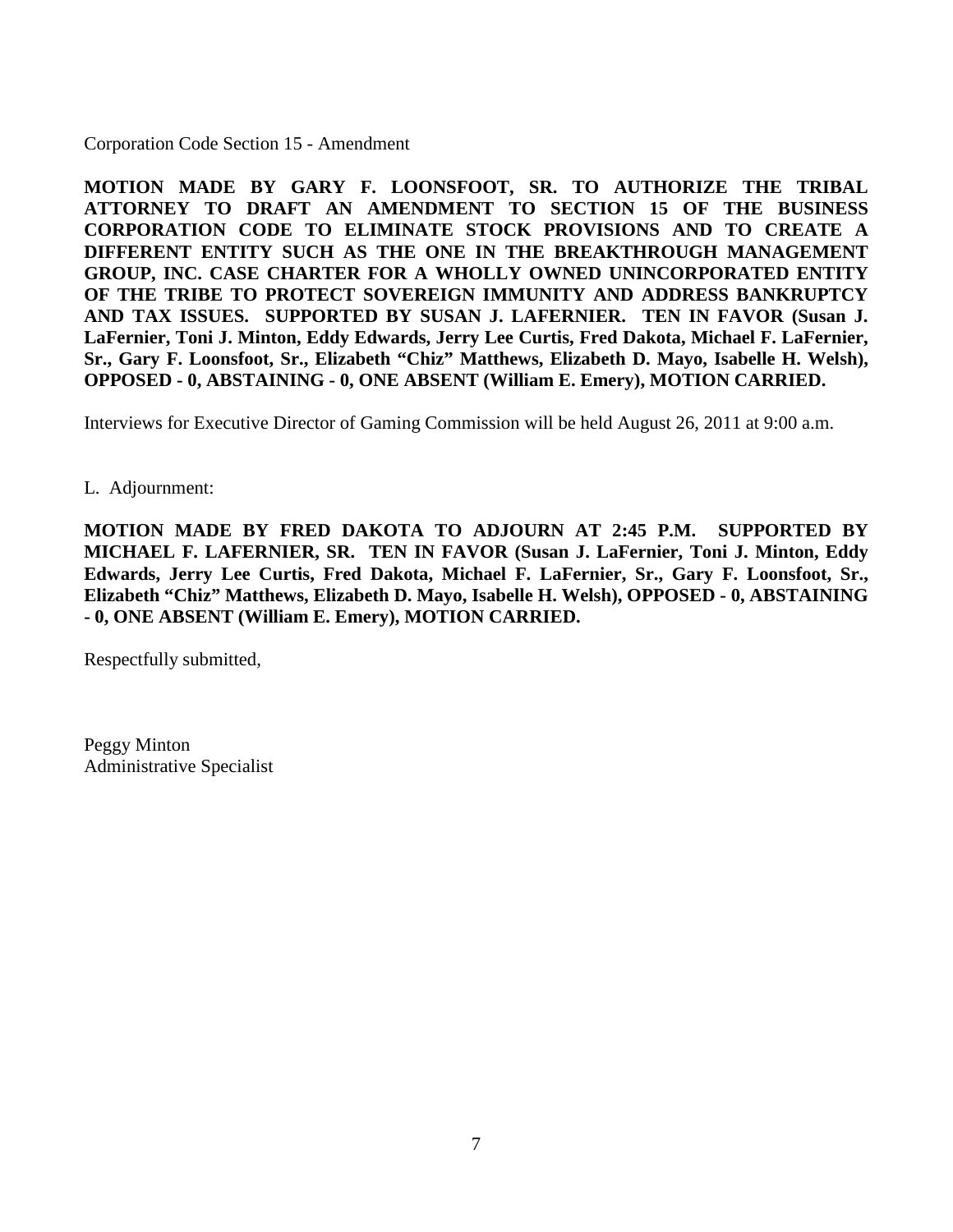Corporation Code Section 15 - Amendment

**MOTION MADE BY GARY F. LOONSFOOT, SR. TO AUTHORIZE THE TRIBAL ATTORNEY TO DRAFT AN AMENDMENT TO SECTION 15 OF THE BUSINESS CORPORATION CODE TO ELIMINATE STOCK PROVISIONS AND TO CREATE A DIFFERENT ENTITY SUCH AS THE ONE IN THE BREAKTHROUGH MANAGEMENT GROUP, INC. CASE CHARTER FOR A WHOLLY OWNED UNINCORPORATED ENTITY OF THE TRIBE TO PROTECT SOVEREIGN IMMUNITY AND ADDRESS BANKRUPTCY AND TAX ISSUES. SUPPORTED BY SUSAN J. LAFERNIER. TEN IN FAVOR (Susan J. LaFernier, Toni J. Minton, Eddy Edwards, Jerry Lee Curtis, Fred Dakota, Michael F. LaFernier, Sr., Gary F. Loonsfoot, Sr., Elizabeth "Chiz" Matthews, Elizabeth D. Mayo, Isabelle H. Welsh), OPPOSED - 0, ABSTAINING - 0, ONE ABSENT (William E. Emery), MOTION CARRIED.**

Interviews for Executive Director of Gaming Commission will be held August 26, 2011 at 9:00 a.m.

L. Adjournment:

**MOTION MADE BY FRED DAKOTA TO ADJOURN AT 2:45 P.M. SUPPORTED BY MICHAEL F. LAFERNIER, SR. TEN IN FAVOR (Susan J. LaFernier, Toni J. Minton, Eddy Edwards, Jerry Lee Curtis, Fred Dakota, Michael F. LaFernier, Sr., Gary F. Loonsfoot, Sr., Elizabeth "Chiz" Matthews, Elizabeth D. Mayo, Isabelle H. Welsh), OPPOSED - 0, ABSTAINING - 0, ONE ABSENT (William E. Emery), MOTION CARRIED.**

Respectfully submitted,

Peggy Minton
Administrative Specialist